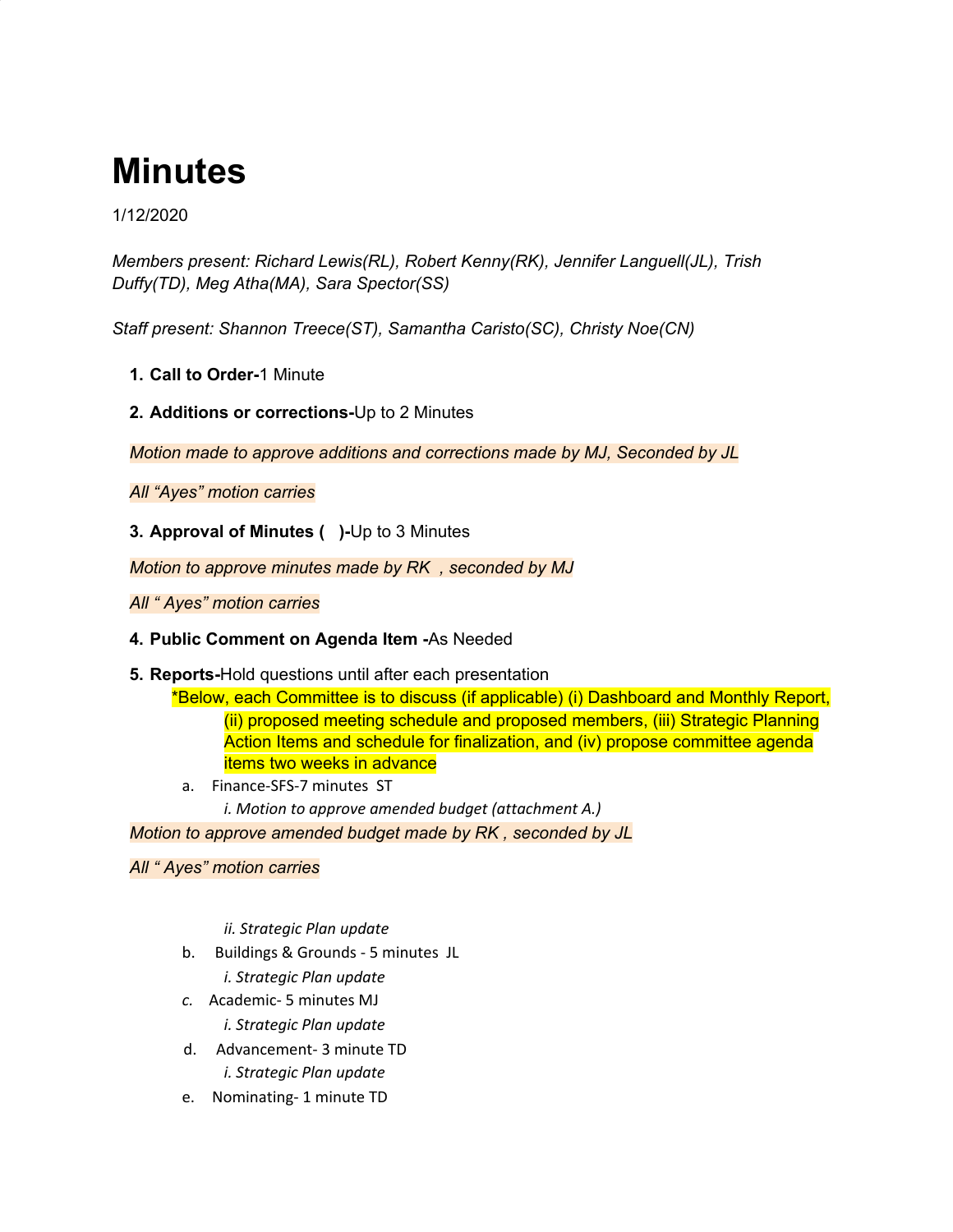# Minutes

1/12/2020

*Members present: Richard Lewis(RL), Robert Kenny(RK), Jennifer Languell(JL), Trish Duffy(TD), Meg Atha(MA), Sara Spector(SS)*

*Staff present: Shannon Treece(ST), Samantha Caristo(SC), Christy Noe(CN)*

1. **Call to Order-**1 Minute

2. **Additions or corrections-**Up to 2 Minutes

*Motion made to approve additions and corrections made by MJ, Seconded by JL*

*All "Ayes" motion carries*

3. **Approval of Minutes (   )-**Up to 3 Minutes

*Motion to approve minutes made by RK  , seconded by MJ*

*All " Ayes" motion carries*

4. **Public Comment on Agenda Item -**As Needed

5. **Reports-**Hold questions until after each presentation

   *Below, each Committee is to discuss (if applicable) (i) Dashboard and Monthly Report, (ii) proposed meeting schedule and proposed members, (iii) Strategic Planning Action Items and schedule for finalization, and (iv) propose committee agenda items two weeks in advance

   a. Finance-SFS-7 minutes  ST
      i. *Motion to approve amended budget (attachment A.)*

*Motion to approve amended budget made by RK , seconded by JL*

*All " Ayes" motion carries*

      ii. *Strategic Plan update*

   b. Buildings & Grounds - 5 minutes  JL
      i. *Strategic Plan update*

   c. Academic- 5 minutes MJ
      i. *Strategic Plan update*

   d. Advancement- 3 minute TD
      i. *Strategic Plan update*

   e. Nominating- 1 minute TD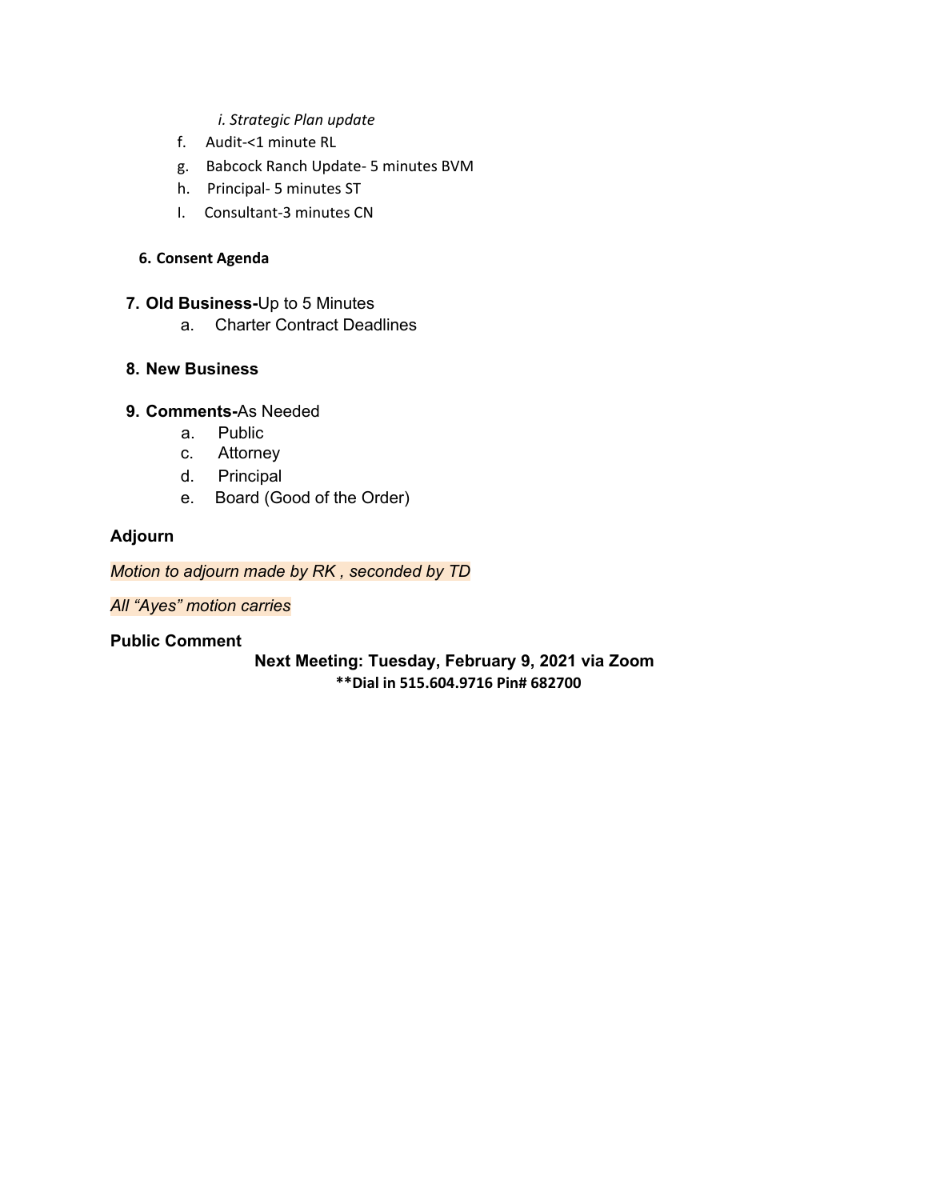*i. Strategic Plan update*

f. Audit-<1 minute RL

g. Babcock Ranch Update- 5 minutes BVM

h. Principal- 5 minutes ST

I. Consultant-3 minutes CN

**6. Consent Agenda**

**7. Old Business-**Up to 5 Minutes

a. Charter Contract Deadlines

**8. New Business**

**9. Comments-**As Needed

a. Public

c. Attorney

d. Principal

e. Board (Good of the Order)

**Adjourn**

*Motion to adjourn made by RK , seconded by TD*

*All "Ayes" motion carries*

**Public Comment**

**Next Meeting: Tuesday, February 9, 2021 via Zoom**

****Dial in 515.604.9716 Pin# 682700**